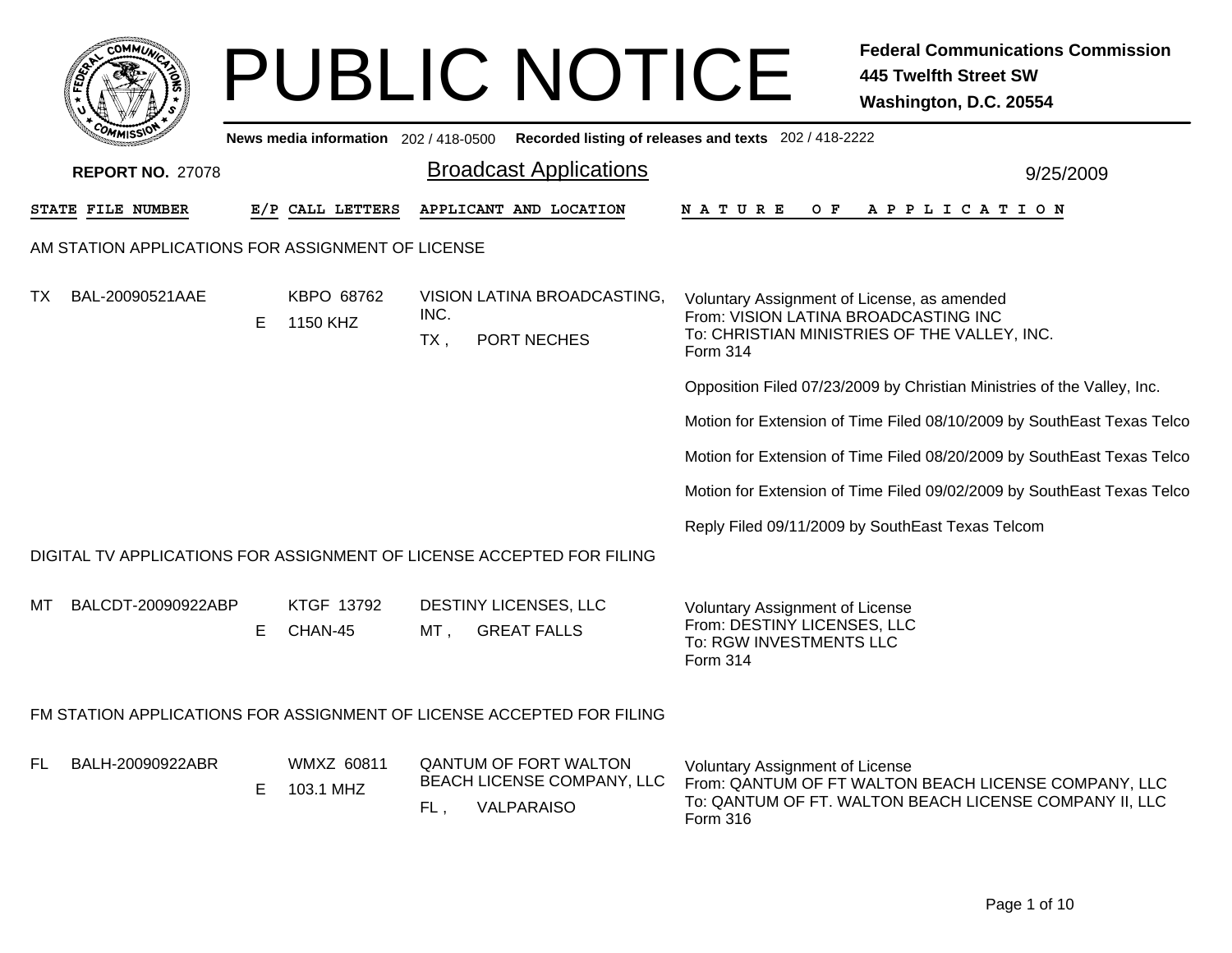# PUBLIC NOTICE

**Federal Communications Commission**
**445 Twelfth Street SW**
**Washington, D.C. 20554**

**News media information** 202 / 418-0500 **Recorded listing of releases and texts** 202 / 418-2222

**REPORT NO.** 27078

## Broadcast Applications

9/25/2009

| STATE | FILE NUMBER | E/P | CALL LETTERS | APPLICANT AND LOCATION | NATURE OF APPLICATION |
|---|---|---|---|---|---|

### AM STATION APPLICATIONS FOR ASSIGNMENT OF LICENSE

| STATE | FILE NUMBER | E/P | CALL LETTERS | APPLICANT AND LOCATION | NATURE OF APPLICATION |
|---|---|---|---|---|---|
| TX | BAL-20090521AAE | E | KBPO 68762<br>1150 KHZ | VISION LATINA BROADCASTING, INC.<br>TX , PORT NECHES | Voluntary Assignment of License, as amended<br>From: VISION LATINA BROADCASTING INC<br>To: CHRISTIAN MINISTRIES OF THE VALLEY, INC.<br>Form 314<br><br>Opposition Filed 07/23/2009 by Christian Ministries of the Valley, Inc.<br><br>Motion for Extension of Time Filed 08/10/2009 by SouthEast Texas Telco<br><br>Motion for Extension of Time Filed 08/20/2009 by SouthEast Texas Telco<br><br>Motion for Extension of Time Filed 09/02/2009 by SouthEast Texas Telco<br><br>Reply Filed 09/11/2009 by SouthEast Texas Telcom |

### DIGITAL TV APPLICATIONS FOR ASSIGNMENT OF LICENSE ACCEPTED FOR FILING

| STATE | FILE NUMBER | E/P | CALL LETTERS | APPLICANT AND LOCATION | NATURE OF APPLICATION |
|---|---|---|---|---|---|
| MT | BALCDT-20090922ABP | E | KTGF 13792<br>CHAN-45 | DESTINY LICENSES, LLC<br>MT , GREAT FALLS | Voluntary Assignment of License<br>From: DESTINY LICENSES, LLC<br>To: RGW INVESTMENTS LLC<br>Form 314 |

### FM STATION APPLICATIONS FOR ASSIGNMENT OF LICENSE ACCEPTED FOR FILING

| STATE | FILE NUMBER | E/P | CALL LETTERS | APPLICANT AND LOCATION | NATURE OF APPLICATION |
|---|---|---|---|---|---|
| FL | BALH-20090922ABR | E | WMXZ 60811<br>103.1 MHZ | QANTUM OF FORT WALTON BEACH LICENSE COMPANY, LLC<br>FL , VALPARAISO | Voluntary Assignment of License<br>From: QANTUM OF FT WALTON BEACH LICENSE COMPANY, LLC<br>To: QANTUM OF FT. WALTON BEACH LICENSE COMPANY II, LLC<br>Form 316 |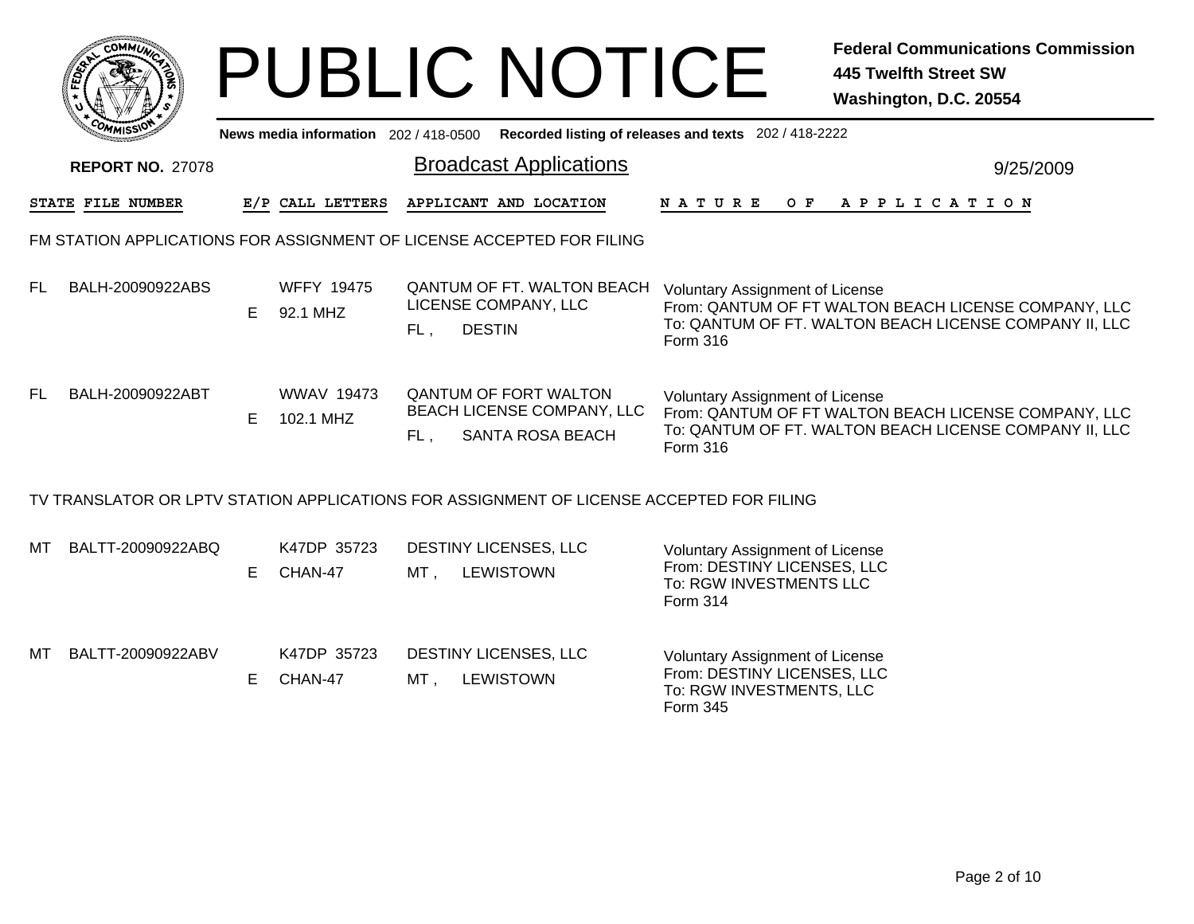# PUBLIC NOTICE

**Federal Communications Commission**
**445 Twelfth Street SW**
**Washington, D.C. 20554**

News media information 202 / 418-0500 Recorded listing of releases and texts 202 / 418-2222

**REPORT NO.** 27078

## Broadcast Applications

9/25/2009

### FM STATION APPLICATIONS FOR ASSIGNMENT OF LICENSE ACCEPTED FOR FILING

| STATE | FILE NUMBER | E/P | CALL LETTERS | APPLICANT AND LOCATION | NATURE OF APPLICATION |
|---|---|---|---|---|---|
| FL | BALH-20090922ABS | E | WFFY 19475<br>92.1 MHZ | QANTUM OF FT. WALTON BEACH LICENSE COMPANY, LLC<br>FL , DESTIN | Voluntary Assignment of License<br>From: QANTUM OF FT WALTON BEACH LICENSE COMPANY, LLC<br>To: QANTUM OF FT. WALTON BEACH LICENSE COMPANY II, LLC<br>Form 316 |
| FL | BALH-20090922ABT | E | WWAV 19473<br>102.1 MHZ | QANTUM OF FORT WALTON BEACH LICENSE COMPANY, LLC<br>FL , SANTA ROSA BEACH | Voluntary Assignment of License<br>From: QANTUM OF FT WALTON BEACH LICENSE COMPANY, LLC<br>To: QANTUM OF FT. WALTON BEACH LICENSE COMPANY II, LLC<br>Form 316 |

### TV TRANSLATOR OR LPTV STATION APPLICATIONS FOR ASSIGNMENT OF LICENSE ACCEPTED FOR FILING

| STATE | FILE NUMBER | E/P | CALL LETTERS | APPLICANT AND LOCATION | NATURE OF APPLICATION |
|---|---|---|---|---|---|
| MT | BALTT-20090922ABQ | E | K47DP 35723<br>CHAN-47 | DESTINY LICENSES, LLC<br>MT , LEWISTOWN | Voluntary Assignment of License<br>From: DESTINY LICENSES, LLC<br>To: RGW INVESTMENTS LLC<br>Form 314 |
| MT | BALTT-20090922ABV | E | K47DP 35723<br>CHAN-47 | DESTINY LICENSES, LLC<br>MT , LEWISTOWN | Voluntary Assignment of License<br>From: DESTINY LICENSES, LLC<br>To: RGW INVESTMENTS, LLC<br>Form 345 |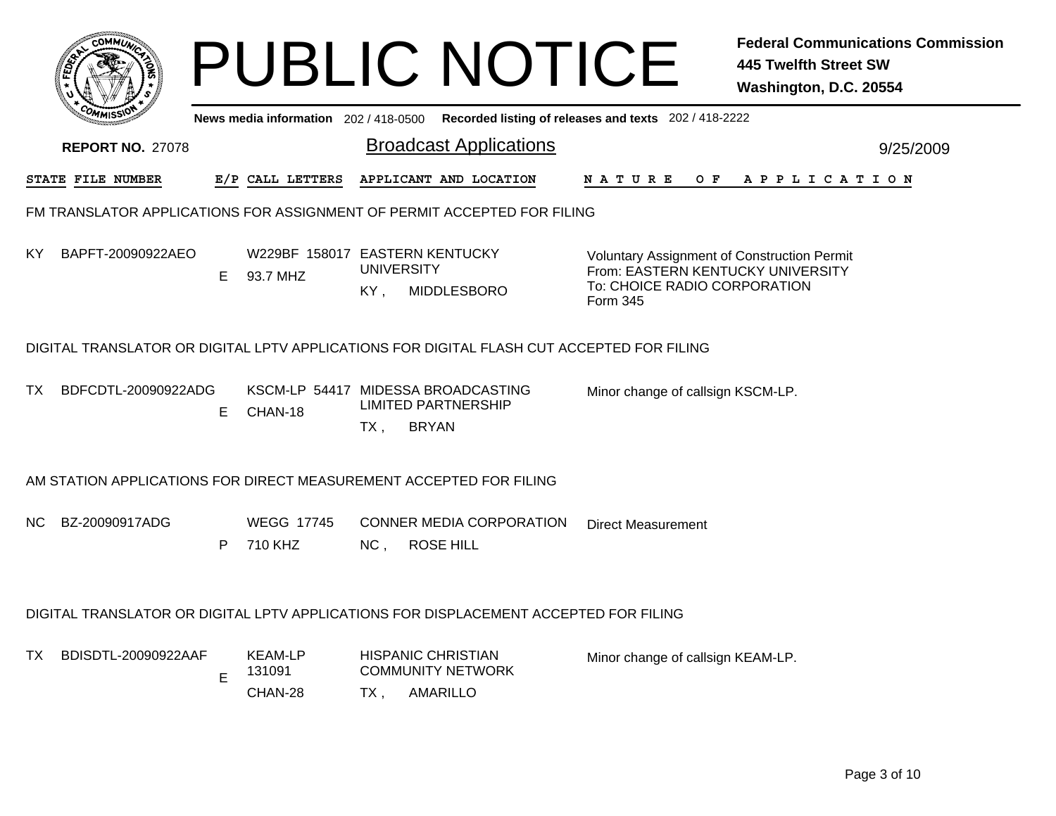# PUBLIC NOTICE

**Federal Communications Commission**
**445 Twelfth Street SW**
**Washington, D.C. 20554**

News media information 202 / 418-0500  Recorded listing of releases and texts 202 / 418-2222

**REPORT NO.** 27078

## Broadcast Applications

9/25/2009

| STATE | FILE NUMBER | E/P | CALL LETTERS | APPLICANT AND LOCATION | NATURE OF APPLICATION |
|---|---|---|---|---|---|

### FM TRANSLATOR APPLICATIONS FOR ASSIGNMENT OF PERMIT ACCEPTED FOR FILING

| STATE | FILE NUMBER | E/P | CALL LETTERS | APPLICANT AND LOCATION | NATURE OF APPLICATION |
|---|---|---|---|---|---|
| KY | BAPFT-20090922AEO | E | W229BF 158017<br>93.7 MHZ | EASTERN KENTUCKY UNIVERSITY<br>KY , MIDDLESBORO | Voluntary Assignment of Construction Permit<br>From: EASTERN KENTUCKY UNIVERSITY<br>To: CHOICE RADIO CORPORATION<br>Form 345 |

### DIGITAL TRANSLATOR OR DIGITAL LPTV APPLICATIONS FOR DIGITAL FLASH CUT ACCEPTED FOR FILING

| STATE | FILE NUMBER | E/P | CALL LETTERS | APPLICANT AND LOCATION | NATURE OF APPLICATION |
|---|---|---|---|---|---|
| TX | BDFCDTL-20090922ADG | E | KSCM-LP 54417<br>CHAN-18 | MIDESSA BROADCASTING LIMITED PARTNERSHIP<br>TX , BRYAN | Minor change of callsign KSCM-LP. |

### AM STATION APPLICATIONS FOR DIRECT MEASUREMENT ACCEPTED FOR FILING

| STATE | FILE NUMBER | E/P | CALL LETTERS | APPLICANT AND LOCATION | NATURE OF APPLICATION |
|---|---|---|---|---|---|
| NC | BZ-20090917ADG | P | WEGG 17745<br>710 KHZ | CONNER MEDIA CORPORATION<br>NC , ROSE HILL | Direct Measurement |

### DIGITAL TRANSLATOR OR DIGITAL LPTV APPLICATIONS FOR DISPLACEMENT ACCEPTED FOR FILING

| STATE | FILE NUMBER | E/P | CALL LETTERS | APPLICANT AND LOCATION | NATURE OF APPLICATION |
|---|---|---|---|---|---|
| TX | BDISDTL-20090922AAF | E | KEAM-LP 131091<br>CHAN-28 | HISPANIC CHRISTIAN COMMUNITY NETWORK<br>TX , AMARILLO | Minor change of callsign KEAM-LP. |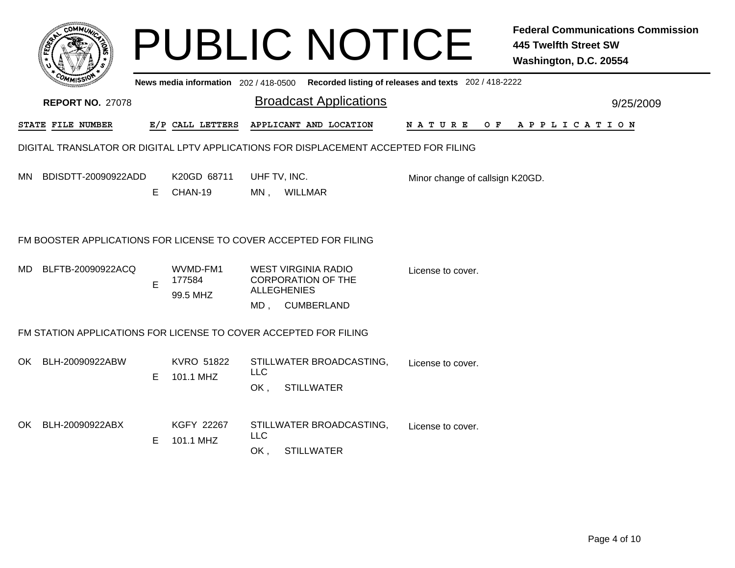# PUBLIC NOTICE

**Federal Communications Commission**
**445 Twelfth Street SW**
**Washington, D.C. 20554**

News media information 202 / 418-0500 Recorded listing of releases and texts 202 / 418-2222

**REPORT NO.** 27078

## Broadcast Applications

9/25/2009

### DIGITAL TRANSLATOR OR DIGITAL LPTV APPLICATIONS FOR DISPLACEMENT ACCEPTED FOR FILING

| STATE | FILE NUMBER | E/P | CALL LETTERS | APPLICANT AND LOCATION | NATURE OF APPLICATION |
|---|---|---|---|---|---|
| MN | BDISDTT-20090922ADD | E | K20GD 68711 CHAN-19 | UHF TV, INC. MN , WILLMAR | Minor change of callsign K20GD. |

### FM BOOSTER APPLICATIONS FOR LICENSE TO COVER ACCEPTED FOR FILING

| STATE | FILE NUMBER | E/P | CALL LETTERS | APPLICANT AND LOCATION | NATURE OF APPLICATION |
|---|---|---|---|---|---|
| MD | BLFTB-20090922ACQ | E | WVMD-FM1 177584 99.5 MHZ | WEST VIRGINIA RADIO CORPORATION OF THE ALLEGHENIES MD , CUMBERLAND | License to cover. |

### FM STATION APPLICATIONS FOR LICENSE TO COVER ACCEPTED FOR FILING

| STATE | FILE NUMBER | E/P | CALL LETTERS | APPLICANT AND LOCATION | NATURE OF APPLICATION |
|---|---|---|---|---|---|
| OK | BLH-20090922ABW | E | KVRO 51822 101.1 MHZ | STILLWATER BROADCASTING, LLC OK , STILLWATER | License to cover. |
| OK | BLH-20090922ABX | E | KGFY 22267 101.1 MHZ | STILLWATER BROADCASTING, LLC OK , STILLWATER | License to cover. |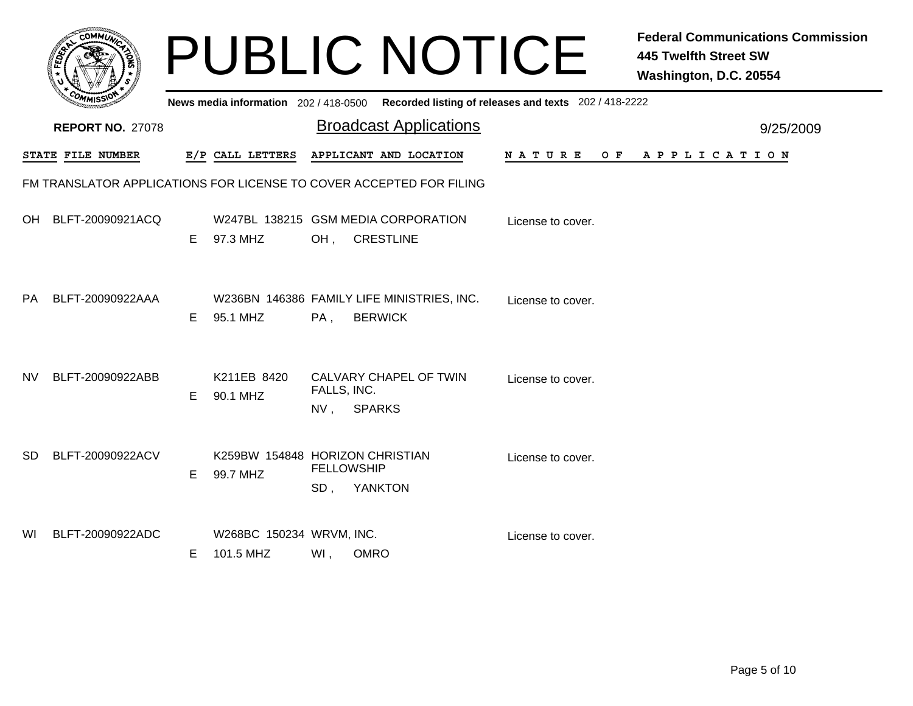# PUBLIC NOTICE

**Federal Communications Commission**
**445 Twelfth Street SW**
**Washington, D.C. 20554**

News media information 202 / 418-0500 Recorded listing of releases and texts 202 / 418-2222

**REPORT NO.** 27078

## Broadcast Applications

9/25/2009

FM TRANSLATOR APPLICATIONS FOR LICENSE TO COVER ACCEPTED FOR FILING

| STATE | FILE NUMBER | E/P | CALL LETTERS | APPLICANT AND LOCATION | NATURE OF APPLICATION |
|---|---|---|---|---|---|
| OH | BLFT-20090921ACQ | E | W247BL 138215<br>97.3 MHZ | GSM MEDIA CORPORATION<br>OH , CRESTLINE | License to cover. |
| PA | BLFT-20090922AAA | E | W236BN 146386<br>95.1 MHZ | FAMILY LIFE MINISTRIES, INC.<br>PA , BERWICK | License to cover. |
| NV | BLFT-20090922ABB | E | K211EB 8420<br>90.1 MHZ | CALVARY CHAPEL OF TWIN FALLS, INC.<br>NV , SPARKS | License to cover. |
| SD | BLFT-20090922ACV | E | K259BW 154848<br>99.7 MHZ | HORIZON CHRISTIAN FELLOWSHIP<br>SD , YANKTON | License to cover. |
| WI | BLFT-20090922ADC | E | W268BC 150234<br>101.5 MHZ | WRVM, INC.<br>WI , OMRO | License to cover. |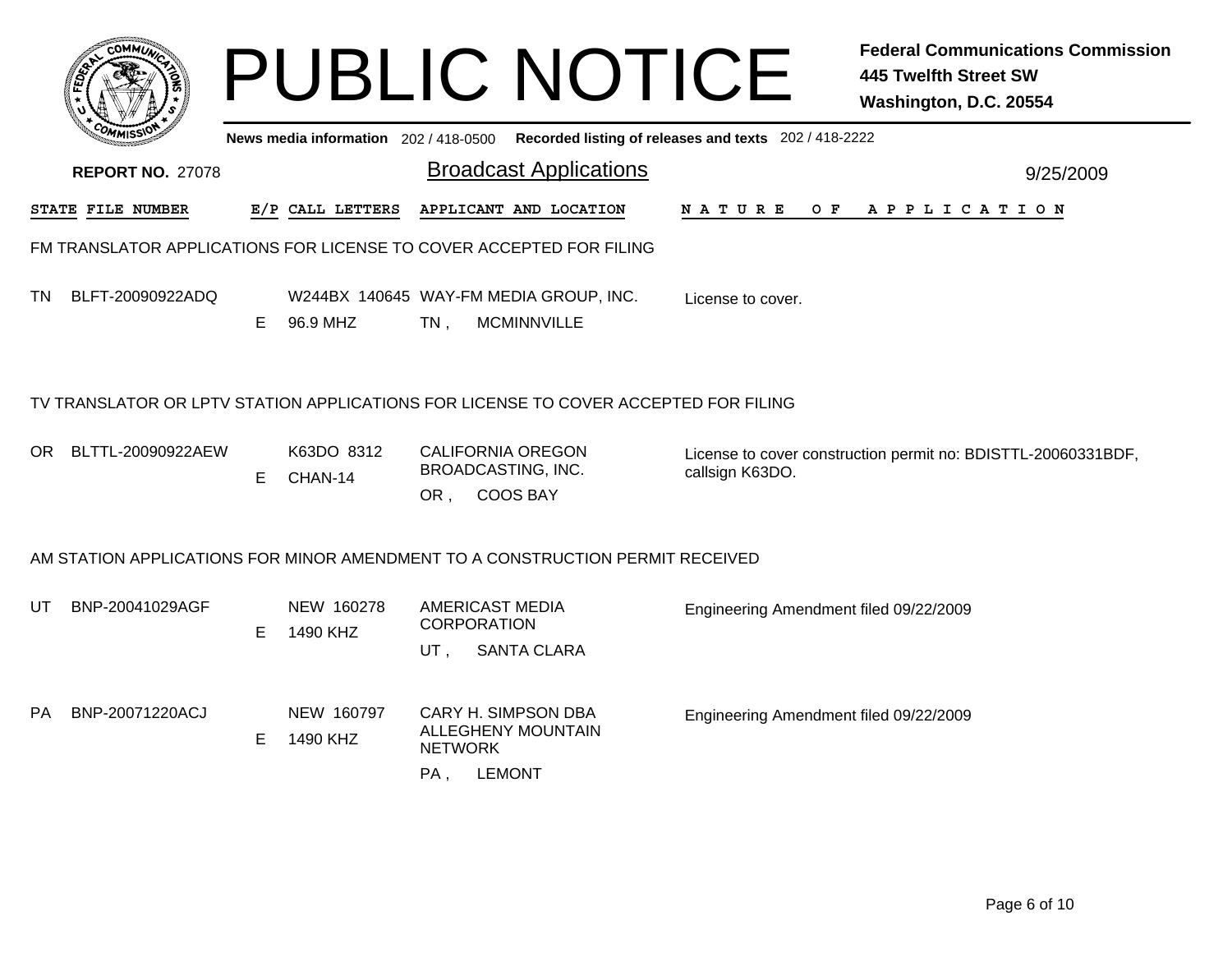# PUBLIC NOTICE

**Federal Communications Commission**
**445 Twelfth Street SW**
**Washington, D.C. 20554**

**News media information** 202 / 418-0500 **Recorded listing of releases and texts** 202 / 418-2222

**REPORT NO.** 27078

## Broadcast Applications

9/25/2009

| STATE | FILE NUMBER | E/P | CALL LETTERS | APPLICANT AND LOCATION | NATURE OF APPLICATION |
|---|---|---|---|---|---|

### FM TRANSLATOR APPLICATIONS FOR LICENSE TO COVER ACCEPTED FOR FILING

| STATE | FILE NUMBER | E/P | CALL LETTERS | APPLICANT AND LOCATION | NATURE OF APPLICATION |
|---|---|---|---|---|---|
| TN | BLFT-20090922ADQ | E | W244BX 140645<br>96.9 MHZ | WAY-FM MEDIA GROUP, INC.<br>TN , MCMINNVILLE | License to cover. |

### TV TRANSLATOR OR LPTV STATION APPLICATIONS FOR LICENSE TO COVER ACCEPTED FOR FILING

| STATE | FILE NUMBER | E/P | CALL LETTERS | APPLICANT AND LOCATION | NATURE OF APPLICATION |
|---|---|---|---|---|---|
| OR | BLTTL-20090922AEW | E | K63DO 8312<br>CHAN-14 | CALIFORNIA OREGON BROADCASTING, INC.<br>OR , COOS BAY | License to cover construction permit no: BDISTTL-20060331BDF, callsign K63DO. |

### AM STATION APPLICATIONS FOR MINOR AMENDMENT TO A CONSTRUCTION PERMIT RECEIVED

| STATE | FILE NUMBER | E/P | CALL LETTERS | APPLICANT AND LOCATION | NATURE OF APPLICATION |
|---|---|---|---|---|---|
| UT | BNP-20041029AGF | E | NEW 160278<br>1490 KHZ | AMERICAST MEDIA CORPORATION<br>UT , SANTA CLARA | Engineering Amendment filed 09/22/2009 |
| PA | BNP-20071220ACJ | E | NEW 160797<br>1490 KHZ | CARY H. SIMPSON DBA ALLEGHENY MOUNTAIN NETWORK<br>PA , LEMONT | Engineering Amendment filed 09/22/2009 |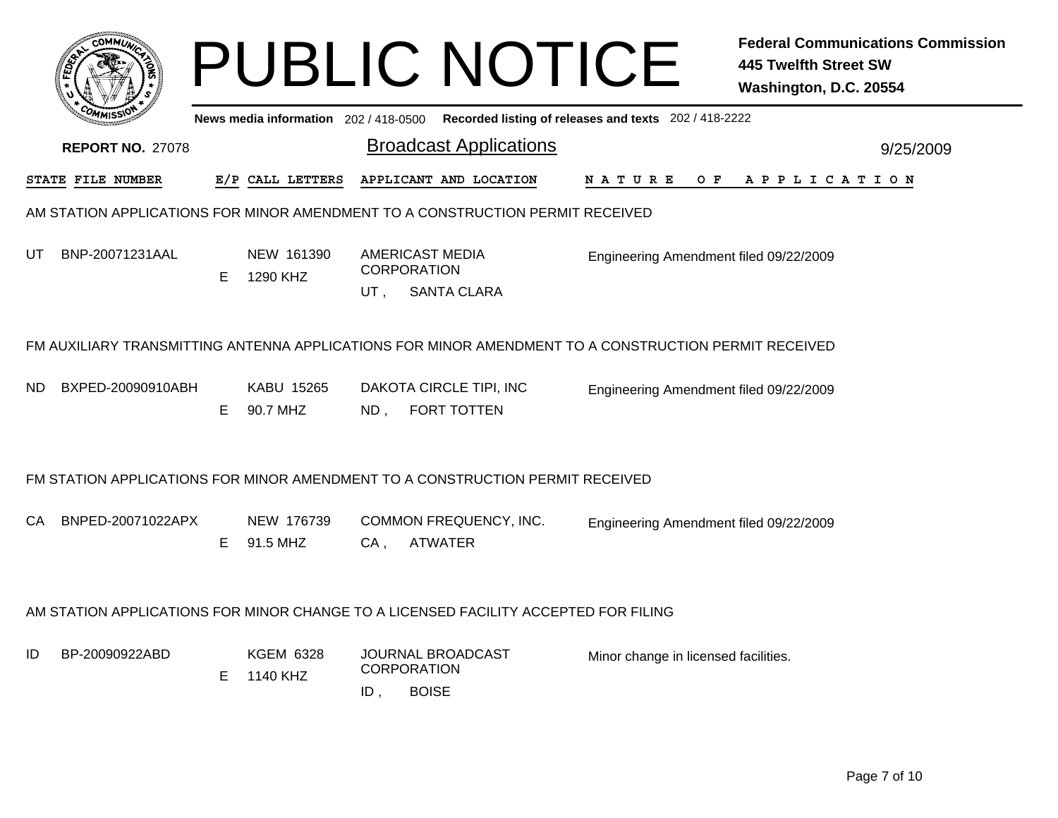# PUBLIC NOTICE

**Federal Communications Commission**
**445 Twelfth Street SW**
**Washington, D.C. 20554**

**News media information** 202 / 418-0500 **Recorded listing of releases and texts** 202 / 418-2222

**REPORT NO.** 27078

## Broadcast Applications

9/25/2009

| STATE | FILE NUMBER | E/P | CALL LETTERS | APPLICANT AND LOCATION | NATURE OF APPLICATION |
|---|---|---|---|---|---|

### AM STATION APPLICATIONS FOR MINOR AMENDMENT TO A CONSTRUCTION PERMIT RECEIVED

| STATE | FILE NUMBER | E/P | CALL LETTERS | APPLICANT AND LOCATION | NATURE OF APPLICATION |
|---|---|---|---|---|---|
| UT | BNP-20071231AAL | E | NEW 161390<br>1290 KHZ | AMERICAST MEDIA CORPORATION<br>UT , SANTA CLARA | Engineering Amendment filed 09/22/2009 |

### FM AUXILIARY TRANSMITTING ANTENNA APPLICATIONS FOR MINOR AMENDMENT TO A CONSTRUCTION PERMIT RECEIVED

| STATE | FILE NUMBER | E/P | CALL LETTERS | APPLICANT AND LOCATION | NATURE OF APPLICATION |
|---|---|---|---|---|---|
| ND | BXPED-20090910ABH | E | KABU 15265<br>90.7 MHZ | DAKOTA CIRCLE TIPI, INC<br>ND , FORT TOTTEN | Engineering Amendment filed 09/22/2009 |

### FM STATION APPLICATIONS FOR MINOR AMENDMENT TO A CONSTRUCTION PERMIT RECEIVED

| STATE | FILE NUMBER | E/P | CALL LETTERS | APPLICANT AND LOCATION | NATURE OF APPLICATION |
|---|---|---|---|---|---|
| CA | BNPED-20071022APX | E | NEW 176739<br>91.5 MHZ | COMMON FREQUENCY, INC.<br>CA , ATWATER | Engineering Amendment filed 09/22/2009 |

### AM STATION APPLICATIONS FOR MINOR CHANGE TO A LICENSED FACILITY ACCEPTED FOR FILING

| STATE | FILE NUMBER | E/P | CALL LETTERS | APPLICANT AND LOCATION | NATURE OF APPLICATION |
|---|---|---|---|---|---|
| ID | BP-20090922ABD | E | KGEM 6328<br>1140 KHZ | JOURNAL BROADCAST CORPORATION<br>ID , BOISE | Minor change in licensed facilities. |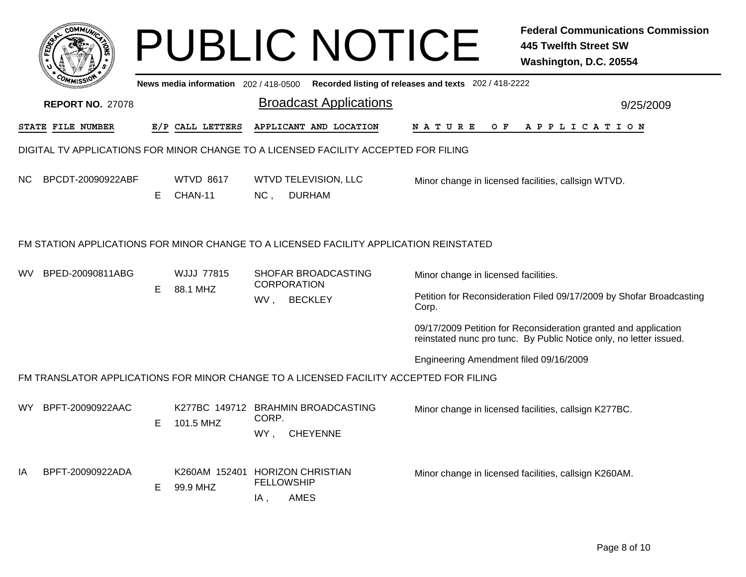# PUBLIC NOTICE

**Federal Communications Commission**
**445 Twelfth Street SW**
**Washington, D.C. 20554**

News media information 202 / 418-0500 Recorded listing of releases and texts 202 / 418-2222

**REPORT NO. 27078**

## Broadcast Applications

9/25/2009

| STATE | FILE NUMBER | E/P | CALL LETTERS | APPLICANT AND LOCATION | NATURE OF APPLICATION |
|---|---|---|---|---|---|

### DIGITAL TV APPLICATIONS FOR MINOR CHANGE TO A LICENSED FACILITY ACCEPTED FOR FILING

| STATE | FILE NUMBER | E/P | CALL LETTERS | APPLICANT AND LOCATION | NATURE OF APPLICATION |
|---|---|---|---|---|---|
| NC | BPCDT-20090922ABF | E | WTVD 8617 CHAN-11 | WTVD TELEVISION, LLC NC , DURHAM | Minor change in licensed facilities, callsign WTVD. |

### FM STATION APPLICATIONS FOR MINOR CHANGE TO A LICENSED FACILITY APPLICATION REINSTATED

| STATE | FILE NUMBER | E/P | CALL LETTERS | APPLICANT AND LOCATION | NATURE OF APPLICATION |
|---|---|---|---|---|---|
| WV | BPED-20090811ABG | E | WJJJ 77815 88.1 MHZ | SHOFAR BROADCASTING CORPORATION WV , BECKLEY | Minor change in licensed facilities.<br><br>Petition for Reconsideration Filed 09/17/2009 by Shofar Broadcasting Corp.<br><br>09/17/2009 Petition for Reconsideration granted and application reinstated nunc pro tunc. By Public Notice only, no letter issued.<br><br>Engineering Amendment filed 09/16/2009 |

### FM TRANSLATOR APPLICATIONS FOR MINOR CHANGE TO A LICENSED FACILITY ACCEPTED FOR FILING

| STATE | FILE NUMBER | E/P | CALL LETTERS | APPLICANT AND LOCATION | NATURE OF APPLICATION |
|---|---|---|---|---|---|
| WY | BPFT-20090922AAC | E | K277BC 149712 101.5 MHZ | BRAHMIN BROADCASTING CORP. WY , CHEYENNE | Minor change in licensed facilities, callsign K277BC. |
| IA | BPFT-20090922ADA | E | K260AM 152401 99.9 MHZ | HORIZON CHRISTIAN FELLOWSHIP IA , AMES | Minor change in licensed facilities, callsign K260AM. |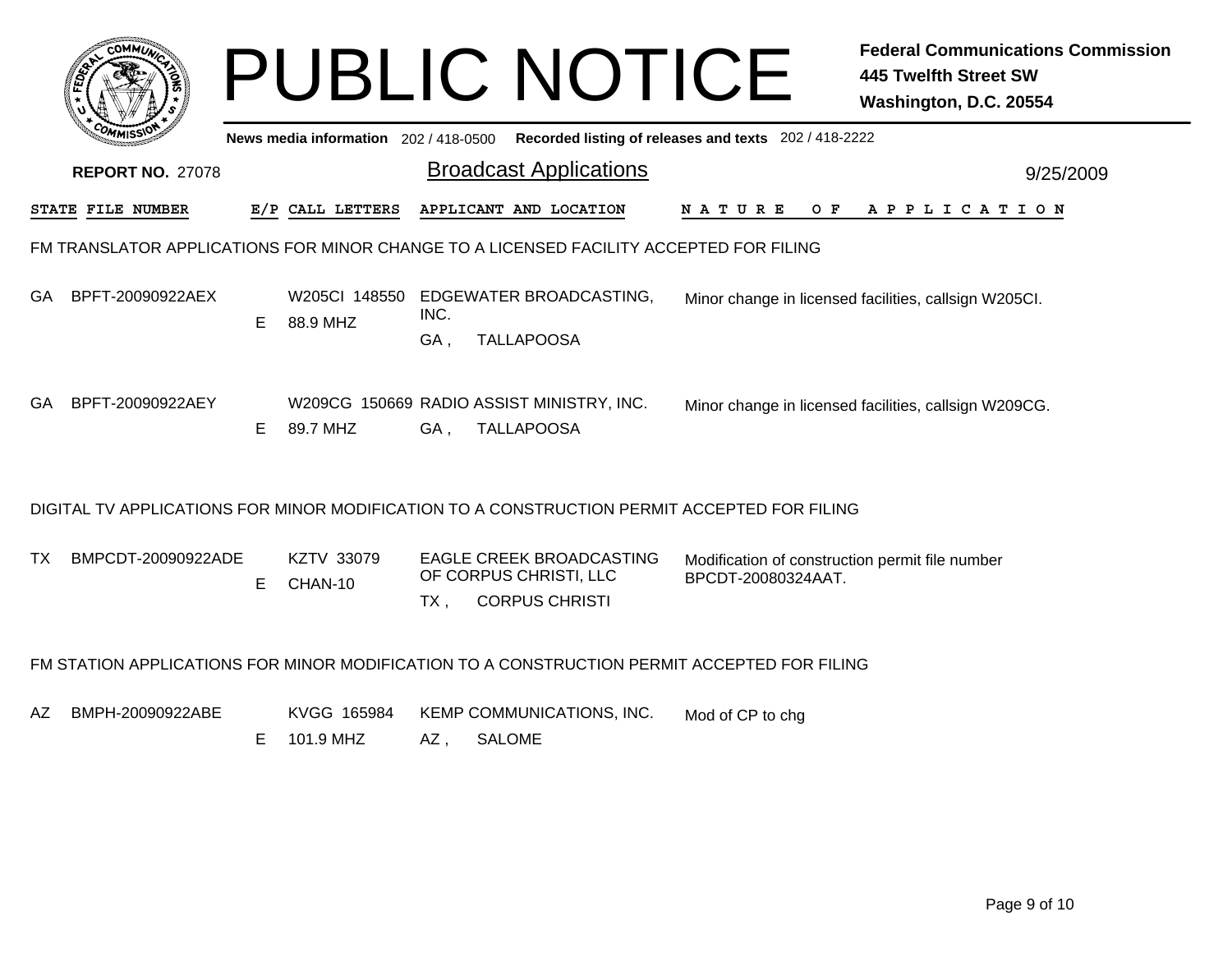# PUBLIC NOTICE

**Federal Communications Commission**
**445 Twelfth Street SW**
**Washington, D.C. 20554**

News media information 202 / 418-0500 Recorded listing of releases and texts 202 / 418-2222

**REPORT NO. 27078**

## Broadcast Applications

9/25/2009

### FM TRANSLATOR APPLICATIONS FOR MINOR CHANGE TO A LICENSED FACILITY ACCEPTED FOR FILING

| STATE | FILE NUMBER | E/P | CALL LETTERS | APPLICANT AND LOCATION | NATURE OF APPLICATION |
|---|---|---|---|---|---|
| GA | BPFT-20090922AEX | E | W205CI 148550 88.9 MHZ | EDGEWATER BROADCASTING, INC. GA , TALLAPOOSA | Minor change in licensed facilities, callsign W205CI. |
| GA | BPFT-20090922AEY | E | W209CG 150669 89.7 MHZ | RADIO ASSIST MINISTRY, INC. GA , TALLAPOOSA | Minor change in licensed facilities, callsign W209CG. |

### DIGITAL TV APPLICATIONS FOR MINOR MODIFICATION TO A CONSTRUCTION PERMIT ACCEPTED FOR FILING

| STATE | FILE NUMBER | E/P | CALL LETTERS | APPLICANT AND LOCATION | NATURE OF APPLICATION |
|---|---|---|---|---|---|
| TX | BMPCDT-20090922ADE | E | KZTV 33079 CHAN-10 | EAGLE CREEK BROADCASTING OF CORPUS CHRISTI, LLC TX , CORPUS CHRISTI | Modification of construction permit file number BPCDT-20080324AAT. |

### FM STATION APPLICATIONS FOR MINOR MODIFICATION TO A CONSTRUCTION PERMIT ACCEPTED FOR FILING

| STATE | FILE NUMBER | E/P | CALL LETTERS | APPLICANT AND LOCATION | NATURE OF APPLICATION |
|---|---|---|---|---|---|
| AZ | BMPH-20090922ABE | E | KVGG 165984 101.9 MHZ | KEMP COMMUNICATIONS, INC. AZ , SALOME | Mod of CP to chg |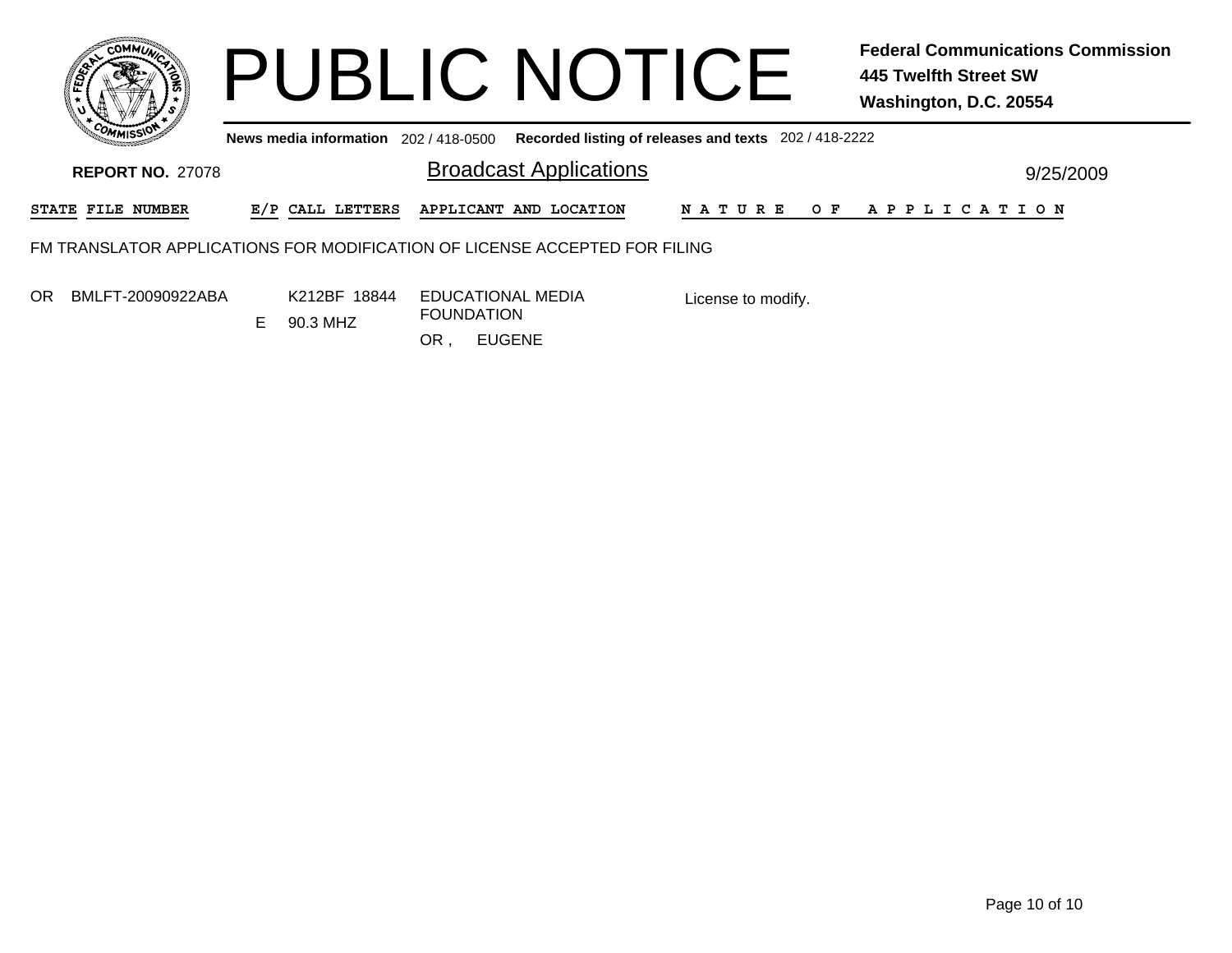# PUBLIC NOTICE

**Federal Communications Commission**
**445 Twelfth Street SW**
**Washington, D.C. 20554**

**News media information** 202 / 418-0500 **Recorded listing of releases and texts** 202 / 418-2222

**REPORT NO.** 27078

## Broadcast Applications

9/25/2009

| STATE | FILE NUMBER | E/P | CALL LETTERS | APPLICANT AND LOCATION | NATURE OF APPLICATION |
| --- | --- | --- | --- | --- | --- |

FM TRANSLATOR APPLICATIONS FOR MODIFICATION OF LICENSE ACCEPTED FOR FILING

| STATE | FILE NUMBER | E/P | CALL LETTERS | APPLICANT AND LOCATION | NATURE OF APPLICATION |
| --- | --- | --- | --- | --- | --- |
| OR | BMLFT-20090922ABA | E | K212BF 18844<br>90.3 MHZ | EDUCATIONAL MEDIA FOUNDATION<br>OR , EUGENE | License to modify. |